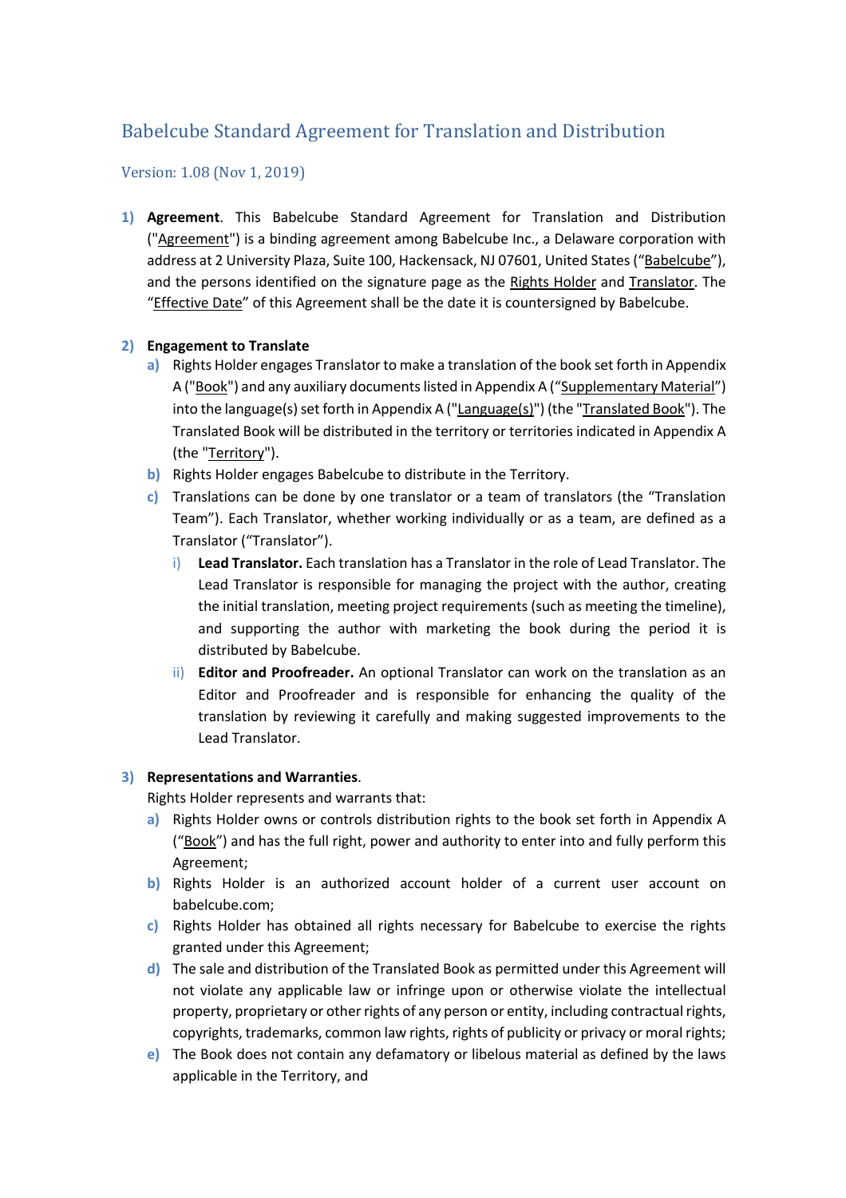# Babelcube Standard Agreement for Translation and Distribution

Version: 1.08 (Nov 1, 2019)

1) **Agreement**. This Babelcube Standard Agreement for Translation and Distribution ("Agreement") is a binding agreement among Babelcube Inc., a Delaware corporation with address at 2 University Plaza, Suite 100, Hackensack, NJ 07601, United States ("Babelcube"), and the persons identified on the signature page as the Rights Holder and Translator. The "Effective Date" of this Agreement shall be the date it is countersigned by Babelcube.

2) **Engagement to Translate**
   a) Rights Holder engages Translator to make a translation of the book set forth in Appendix A ("Book") and any auxiliary documents listed in Appendix A ("Supplementary Material") into the language(s) set forth in Appendix A ("Language(s)") (the "Translated Book"). The Translated Book will be distributed in the territory or territories indicated in Appendix A (the "Territory").
   b) Rights Holder engages Babelcube to distribute in the Territory.
   c) Translations can be done by one translator or a team of translators (the "Translation Team"). Each Translator, whether working individually or as a team, are defined as a Translator ("Translator").
      i) **Lead Translator.** Each translation has a Translator in the role of Lead Translator. The Lead Translator is responsible for managing the project with the author, creating the initial translation, meeting project requirements (such as meeting the timeline), and supporting the author with marketing the book during the period it is distributed by Babelcube.
      ii) **Editor and Proofreader.** An optional Translator can work on the translation as an Editor and Proofreader and is responsible for enhancing the quality of the translation by reviewing it carefully and making suggested improvements to the Lead Translator.

3) **Representations and Warranties**.
   Rights Holder represents and warrants that:
   a) Rights Holder owns or controls distribution rights to the book set forth in Appendix A ("Book") and has the full right, power and authority to enter into and fully perform this Agreement;
   b) Rights Holder is an authorized account holder of a current user account on babelcube.com;
   c) Rights Holder has obtained all rights necessary for Babelcube to exercise the rights granted under this Agreement;
   d) The sale and distribution of the Translated Book as permitted under this Agreement will not violate any applicable law or infringe upon or otherwise violate the intellectual property, proprietary or other rights of any person or entity, including contractual rights, copyrights, trademarks, common law rights, rights of publicity or privacy or moral rights;
   e) The Book does not contain any defamatory or libelous material as defined by the laws applicable in the Territory, and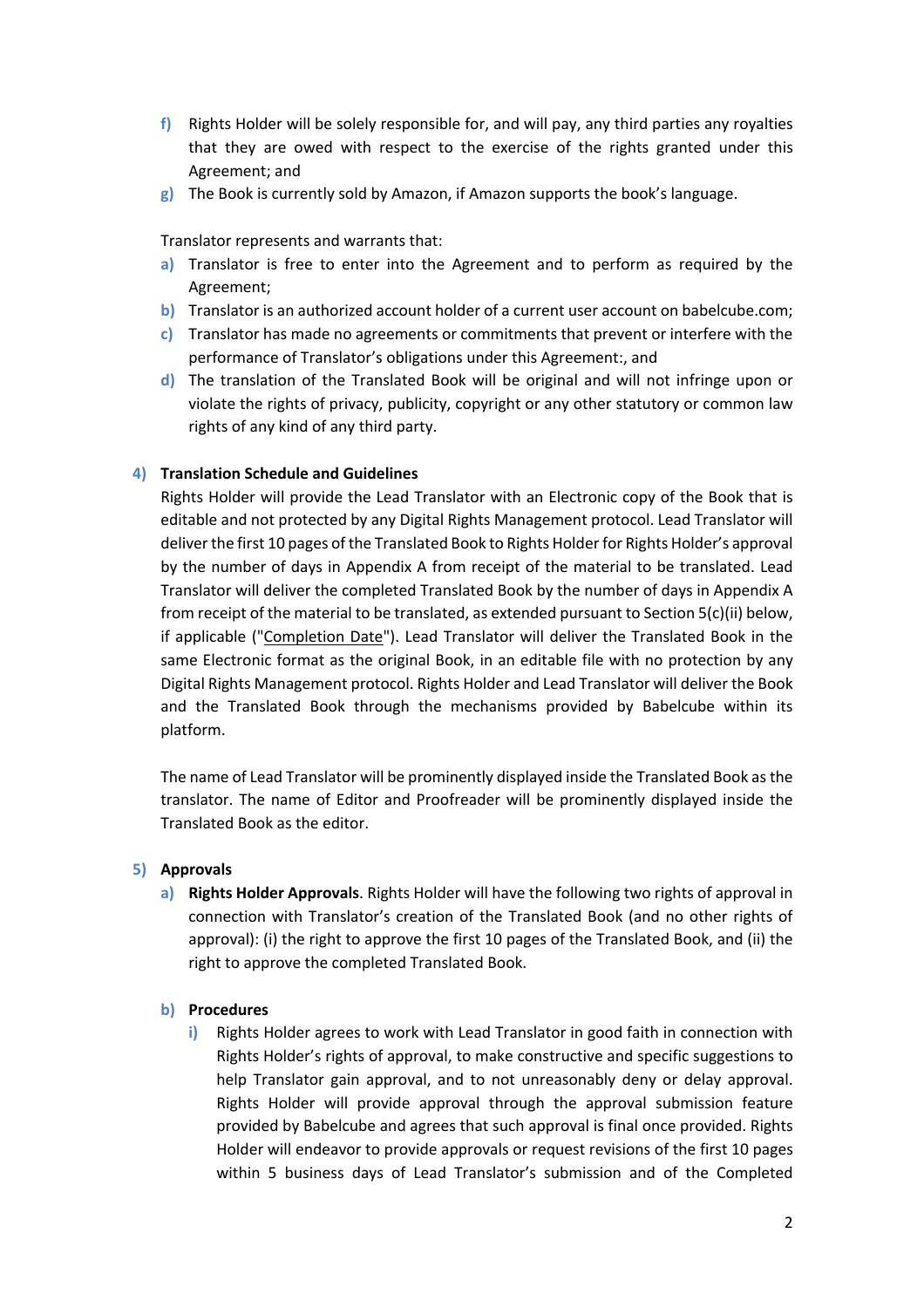f) Rights Holder will be solely responsible for, and will pay, any third parties any royalties that they are owed with respect to the exercise of the rights granted under this Agreement; and
g) The Book is currently sold by Amazon, if Amazon supports the book's language.

Translator represents and warrants that:

a) Translator is free to enter into the Agreement and to perform as required by the Agreement;
b) Translator is an authorized account holder of a current user account on babelcube.com;
c) Translator has made no agreements or commitments that prevent or interfere with the performance of Translator's obligations under this Agreement:, and
d) The translation of the Translated Book will be original and will not infringe upon or violate the rights of privacy, publicity, copyright or any other statutory or common law rights of any kind of any third party.

4) **Translation Schedule and Guidelines**

Rights Holder will provide the Lead Translator with an Electronic copy of the Book that is editable and not protected by any Digital Rights Management protocol. Lead Translator will deliver the first 10 pages of the Translated Book to Rights Holder for Rights Holder's approval by the number of days in Appendix A from receipt of the material to be translated. Lead Translator will deliver the completed Translated Book by the number of days in Appendix A from receipt of the material to be translated, as extended pursuant to Section 5(c)(ii) below, if applicable ("Completion Date"). Lead Translator will deliver the Translated Book in the same Electronic format as the original Book, in an editable file with no protection by any Digital Rights Management protocol. Rights Holder and Lead Translator will deliver the Book and the Translated Book through the mechanisms provided by Babelcube within its platform.

The name of Lead Translator will be prominently displayed inside the Translated Book as the translator. The name of Editor and Proofreader will be prominently displayed inside the Translated Book as the editor.

5) **Approvals**

a) **Rights Holder Approvals**. Rights Holder will have the following two rights of approval in connection with Translator's creation of the Translated Book (and no other rights of approval): (i) the right to approve the first 10 pages of the Translated Book, and (ii) the right to approve the completed Translated Book.

b) **Procedures**

i) Rights Holder agrees to work with Lead Translator in good faith in connection with Rights Holder's rights of approval, to make constructive and specific suggestions to help Translator gain approval, and to not unreasonably deny or delay approval. Rights Holder will provide approval through the approval submission feature provided by Babelcube and agrees that such approval is final once provided. Rights Holder will endeavor to provide approvals or request revisions of the first 10 pages within 5 business days of Lead Translator's submission and of the Completed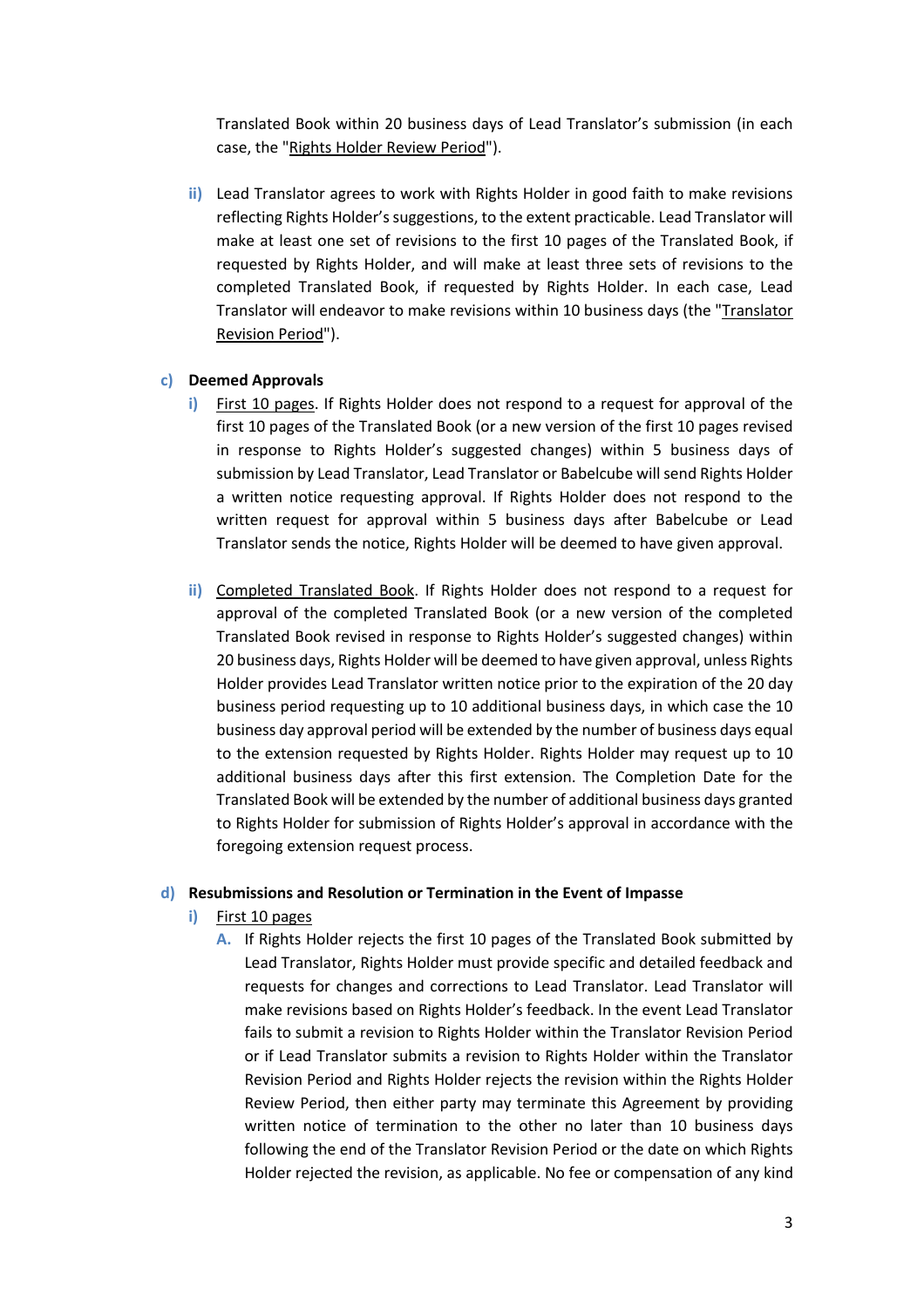Translated Book within 20 business days of Lead Translator's submission (in each case, the "Rights Holder Review Period").

ii) Lead Translator agrees to work with Rights Holder in good faith to make revisions reflecting Rights Holder's suggestions, to the extent practicable. Lead Translator will make at least one set of revisions to the first 10 pages of the Translated Book, if requested by Rights Holder, and will make at least three sets of revisions to the completed Translated Book, if requested by Rights Holder. In each case, Lead Translator will endeavor to make revisions within 10 business days (the "Translator Revision Period").

c) **Deemed Approvals**

i) First 10 pages. If Rights Holder does not respond to a request for approval of the first 10 pages of the Translated Book (or a new version of the first 10 pages revised in response to Rights Holder's suggested changes) within 5 business days of submission by Lead Translator, Lead Translator or Babelcube will send Rights Holder a written notice requesting approval. If Rights Holder does not respond to the written request for approval within 5 business days after Babelcube or Lead Translator sends the notice, Rights Holder will be deemed to have given approval.

ii) Completed Translated Book. If Rights Holder does not respond to a request for approval of the completed Translated Book (or a new version of the completed Translated Book revised in response to Rights Holder's suggested changes) within 20 business days, Rights Holder will be deemed to have given approval, unless Rights Holder provides Lead Translator written notice prior to the expiration of the 20 day business period requesting up to 10 additional business days, in which case the 10 business day approval period will be extended by the number of business days equal to the extension requested by Rights Holder. Rights Holder may request up to 10 additional business days after this first extension. The Completion Date for the Translated Book will be extended by the number of additional business days granted to Rights Holder for submission of Rights Holder's approval in accordance with the foregoing extension request process.

d) **Resubmissions and Resolution or Termination in the Event of Impasse**

i) First 10 pages

A. If Rights Holder rejects the first 10 pages of the Translated Book submitted by Lead Translator, Rights Holder must provide specific and detailed feedback and requests for changes and corrections to Lead Translator. Lead Translator will make revisions based on Rights Holder's feedback. In the event Lead Translator fails to submit a revision to Rights Holder within the Translator Revision Period or if Lead Translator submits a revision to Rights Holder within the Translator Revision Period and Rights Holder rejects the revision within the Rights Holder Review Period, then either party may terminate this Agreement by providing written notice of termination to the other no later than 10 business days following the end of the Translator Revision Period or the date on which Rights Holder rejected the revision, as applicable. No fee or compensation of any kind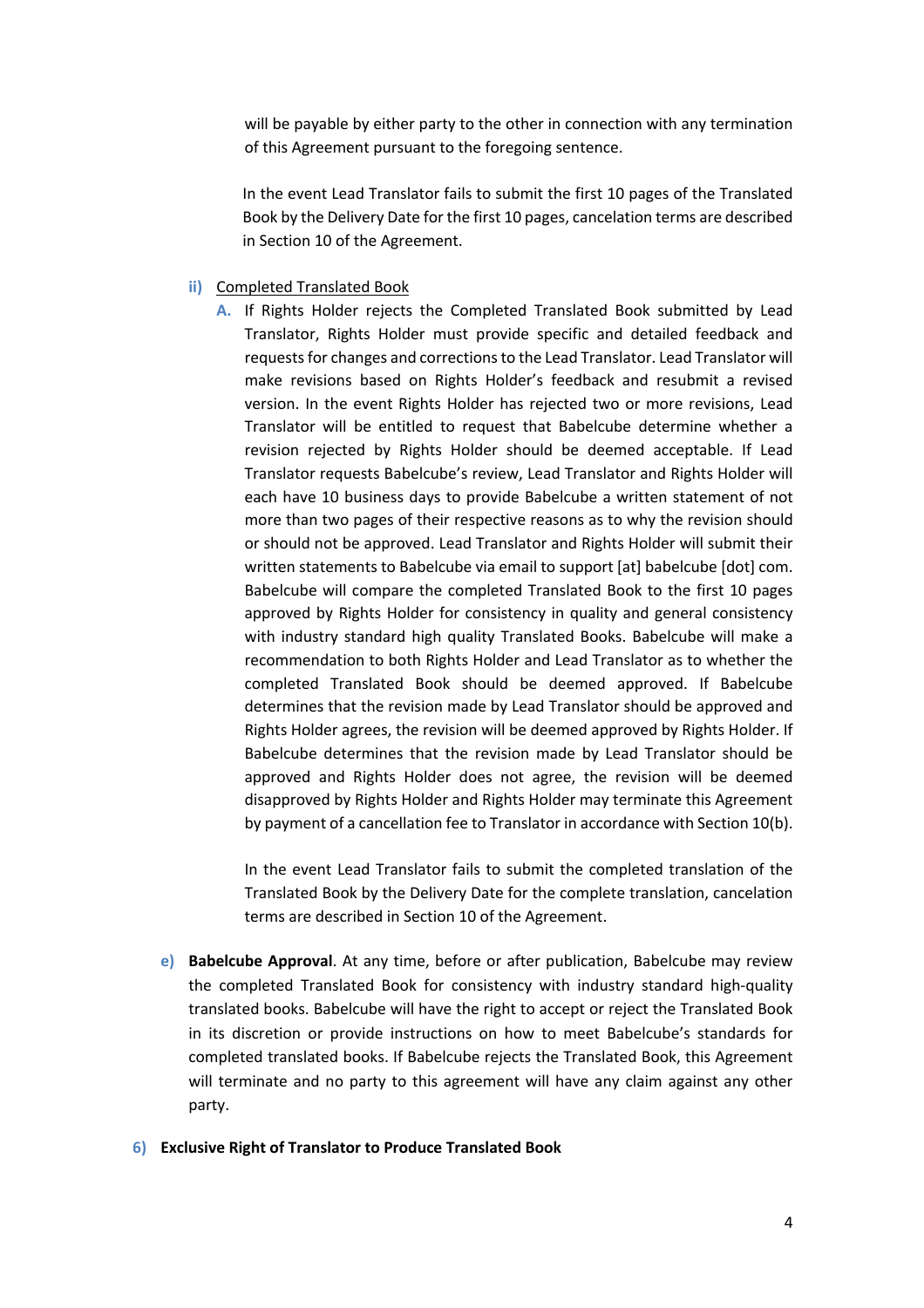will be payable by either party to the other in connection with any termination of this Agreement pursuant to the foregoing sentence.

In the event Lead Translator fails to submit the first 10 pages of the Translated Book by the Delivery Date for the first 10 pages, cancelation terms are described in Section 10 of the Agreement.

**ii)** Completed Translated Book

**A.** If Rights Holder rejects the Completed Translated Book submitted by Lead Translator, Rights Holder must provide specific and detailed feedback and requests for changes and corrections to the Lead Translator. Lead Translator will make revisions based on Rights Holder's feedback and resubmit a revised version. In the event Rights Holder has rejected two or more revisions, Lead Translator will be entitled to request that Babelcube determine whether a revision rejected by Rights Holder should be deemed acceptable. If Lead Translator requests Babelcube's review, Lead Translator and Rights Holder will each have 10 business days to provide Babelcube a written statement of not more than two pages of their respective reasons as to why the revision should or should not be approved. Lead Translator and Rights Holder will submit their written statements to Babelcube via email to support [at] babelcube [dot] com. Babelcube will compare the completed Translated Book to the first 10 pages approved by Rights Holder for consistency in quality and general consistency with industry standard high quality Translated Books. Babelcube will make a recommendation to both Rights Holder and Lead Translator as to whether the completed Translated Book should be deemed approved. If Babelcube determines that the revision made by Lead Translator should be approved and Rights Holder agrees, the revision will be deemed approved by Rights Holder. If Babelcube determines that the revision made by Lead Translator should be approved and Rights Holder does not agree, the revision will be deemed disapproved by Rights Holder and Rights Holder may terminate this Agreement by payment of a cancellation fee to Translator in accordance with Section 10(b).

In the event Lead Translator fails to submit the completed translation of the Translated Book by the Delivery Date for the complete translation, cancelation terms are described in Section 10 of the Agreement.

**e)** **Babelcube Approval**. At any time, before or after publication, Babelcube may review the completed Translated Book for consistency with industry standard high-quality translated books. Babelcube will have the right to accept or reject the Translated Book in its discretion or provide instructions on how to meet Babelcube's standards for completed translated books. If Babelcube rejects the Translated Book, this Agreement will terminate and no party to this agreement will have any claim against any other party.

**6)** **Exclusive Right of Translator to Produce Translated Book**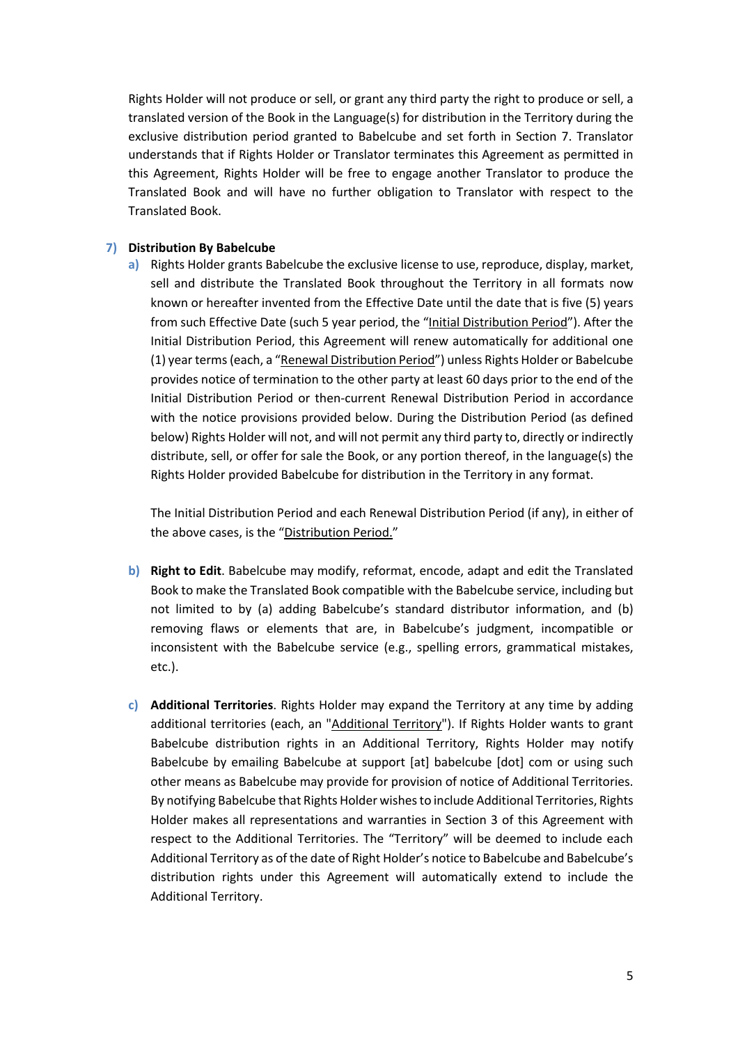Rights Holder will not produce or sell, or grant any third party the right to produce or sell, a translated version of the Book in the Language(s) for distribution in the Territory during the exclusive distribution period granted to Babelcube and set forth in Section 7. Translator understands that if Rights Holder or Translator terminates this Agreement as permitted in this Agreement, Rights Holder will be free to engage another Translator to produce the Translated Book and will have no further obligation to Translator with respect to the Translated Book.

**7) Distribution By Babelcube**

a) Rights Holder grants Babelcube the exclusive license to use, reproduce, display, market, sell and distribute the Translated Book throughout the Territory in all formats now known or hereafter invented from the Effective Date until the date that is five (5) years from such Effective Date (such 5 year period, the "<u>Initial Distribution Period</u>"). After the Initial Distribution Period, this Agreement will renew automatically for additional one (1) year terms (each, a "<u>Renewal Distribution Period</u>") unless Rights Holder or Babelcube provides notice of termination to the other party at least 60 days prior to the end of the Initial Distribution Period or then-current Renewal Distribution Period in accordance with the notice provisions provided below. During the Distribution Period (as defined below) Rights Holder will not, and will not permit any third party to, directly or indirectly distribute, sell, or offer for sale the Book, or any portion thereof, in the language(s) the Rights Holder provided Babelcube for distribution in the Territory in any format.

   The Initial Distribution Period and each Renewal Distribution Period (if any), in either of the above cases, is the "<u>Distribution Period.</u>"

b) **Right to Edit**. Babelcube may modify, reformat, encode, adapt and edit the Translated Book to make the Translated Book compatible with the Babelcube service, including but not limited to by (a) adding Babelcube's standard distributor information, and (b) removing flaws or elements that are, in Babelcube's judgment, incompatible or inconsistent with the Babelcube service (e.g., spelling errors, grammatical mistakes, etc.).

c) **Additional Territories**. Rights Holder may expand the Territory at any time by adding additional territories (each, an "<u>Additional Territory</u>"). If Rights Holder wants to grant Babelcube distribution rights in an Additional Territory, Rights Holder may notify Babelcube by emailing Babelcube at support [at] babelcube [dot] com or using such other means as Babelcube may provide for provision of notice of Additional Territories. By notifying Babelcube that Rights Holder wishes to include Additional Territories, Rights Holder makes all representations and warranties in Section 3 of this Agreement with respect to the Additional Territories. The "Territory" will be deemed to include each Additional Territory as of the date of Right Holder's notice to Babelcube and Babelcube's distribution rights under this Agreement will automatically extend to include the Additional Territory.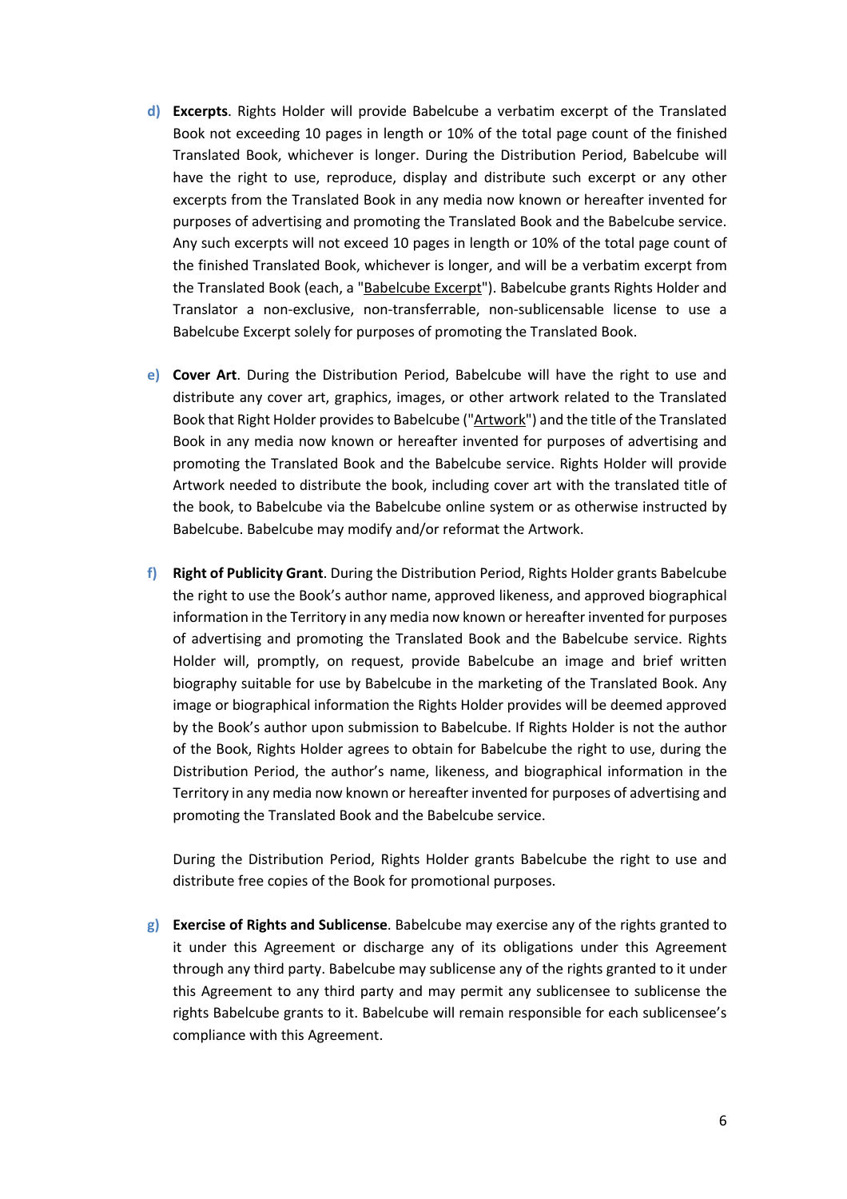d) **Excerpts**. Rights Holder will provide Babelcube a verbatim excerpt of the Translated Book not exceeding 10 pages in length or 10% of the total page count of the finished Translated Book, whichever is longer. During the Distribution Period, Babelcube will have the right to use, reproduce, display and distribute such excerpt or any other excerpts from the Translated Book in any media now known or hereafter invented for purposes of advertising and promoting the Translated Book and the Babelcube service. Any such excerpts will not exceed 10 pages in length or 10% of the total page count of the finished Translated Book, whichever is longer, and will be a verbatim excerpt from the Translated Book (each, a "Babelcube Excerpt"). Babelcube grants Rights Holder and Translator a non-exclusive, non-transferrable, non-sublicensable license to use a Babelcube Excerpt solely for purposes of promoting the Translated Book.

e) **Cover Art**. During the Distribution Period, Babelcube will have the right to use and distribute any cover art, graphics, images, or other artwork related to the Translated Book that Right Holder provides to Babelcube ("Artwork") and the title of the Translated Book in any media now known or hereafter invented for purposes of advertising and promoting the Translated Book and the Babelcube service. Rights Holder will provide Artwork needed to distribute the book, including cover art with the translated title of the book, to Babelcube via the Babelcube online system or as otherwise instructed by Babelcube. Babelcube may modify and/or reformat the Artwork.

f) **Right of Publicity Grant**. During the Distribution Period, Rights Holder grants Babelcube the right to use the Book's author name, approved likeness, and approved biographical information in the Territory in any media now known or hereafter invented for purposes of advertising and promoting the Translated Book and the Babelcube service. Rights Holder will, promptly, on request, provide Babelcube an image and brief written biography suitable for use by Babelcube in the marketing of the Translated Book. Any image or biographical information the Rights Holder provides will be deemed approved by the Book's author upon submission to Babelcube. If Rights Holder is not the author of the Book, Rights Holder agrees to obtain for Babelcube the right to use, during the Distribution Period, the author's name, likeness, and biographical information in the Territory in any media now known or hereafter invented for purposes of advertising and promoting the Translated Book and the Babelcube service.

   During the Distribution Period, Rights Holder grants Babelcube the right to use and distribute free copies of the Book for promotional purposes.

g) **Exercise of Rights and Sublicense**. Babelcube may exercise any of the rights granted to it under this Agreement or discharge any of its obligations under this Agreement through any third party. Babelcube may sublicense any of the rights granted to it under this Agreement to any third party and may permit any sublicensee to sublicense the rights Babelcube grants to it. Babelcube will remain responsible for each sublicensee's compliance with this Agreement.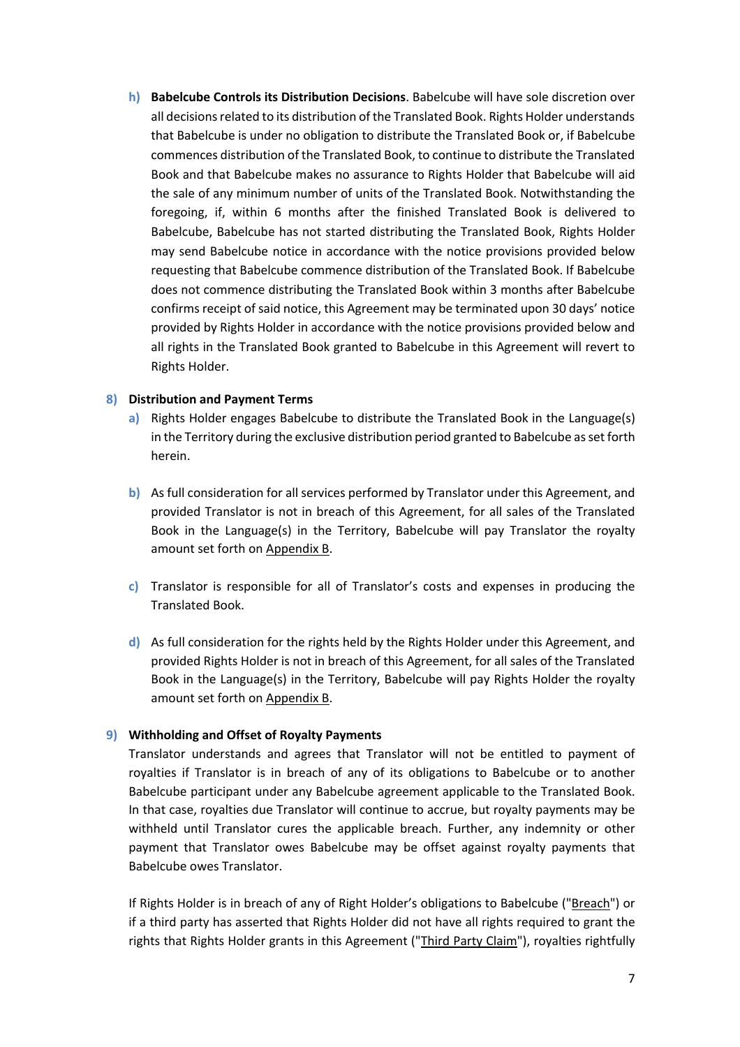h) **Babelcube Controls its Distribution Decisions**. Babelcube will have sole discretion over all decisions related to its distribution of the Translated Book. Rights Holder understands that Babelcube is under no obligation to distribute the Translated Book or, if Babelcube commences distribution of the Translated Book, to continue to distribute the Translated Book and that Babelcube makes no assurance to Rights Holder that Babelcube will aid the sale of any minimum number of units of the Translated Book. Notwithstanding the foregoing, if, within 6 months after the finished Translated Book is delivered to Babelcube, Babelcube has not started distributing the Translated Book, Rights Holder may send Babelcube notice in accordance with the notice provisions provided below requesting that Babelcube commence distribution of the Translated Book. If Babelcube does not commence distributing the Translated Book within 3 months after Babelcube confirms receipt of said notice, this Agreement may be terminated upon 30 days' notice provided by Rights Holder in accordance with the notice provisions provided below and all rights in the Translated Book granted to Babelcube in this Agreement will revert to Rights Holder.

8) **Distribution and Payment Terms**

a) Rights Holder engages Babelcube to distribute the Translated Book in the Language(s) in the Territory during the exclusive distribution period granted to Babelcube as set forth herein.

b) As full consideration for all services performed by Translator under this Agreement, and provided Translator is not in breach of this Agreement, for all sales of the Translated Book in the Language(s) in the Territory, Babelcube will pay Translator the royalty amount set forth on Appendix B.

c) Translator is responsible for all of Translator's costs and expenses in producing the Translated Book.

d) As full consideration for the rights held by the Rights Holder under this Agreement, and provided Rights Holder is not in breach of this Agreement, for all sales of the Translated Book in the Language(s) in the Territory, Babelcube will pay Rights Holder the royalty amount set forth on Appendix B.

9) **Withholding and Offset of Royalty Payments**

Translator understands and agrees that Translator will not be entitled to payment of royalties if Translator is in breach of any of its obligations to Babelcube or to another Babelcube participant under any Babelcube agreement applicable to the Translated Book. In that case, royalties due Translator will continue to accrue, but royalty payments may be withheld until Translator cures the applicable breach. Further, any indemnity or other payment that Translator owes Babelcube may be offset against royalty payments that Babelcube owes Translator.

If Rights Holder is in breach of any of Right Holder's obligations to Babelcube ("Breach") or if a third party has asserted that Rights Holder did not have all rights required to grant the rights that Rights Holder grants in this Agreement ("Third Party Claim"), royalties rightfully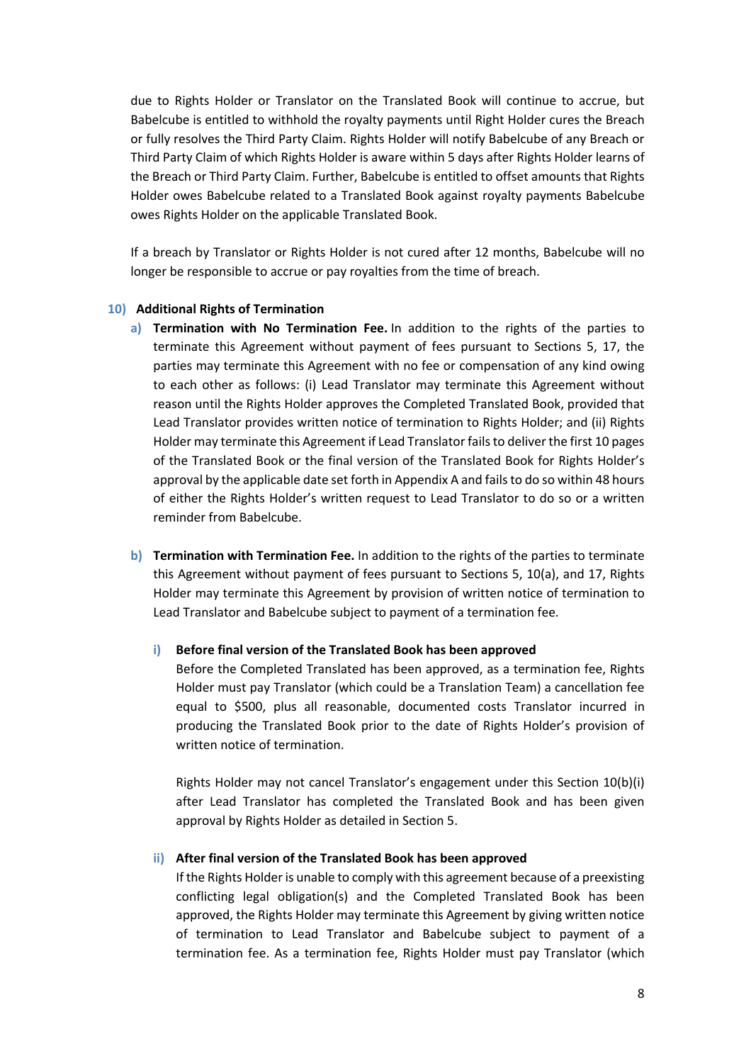due to Rights Holder or Translator on the Translated Book will continue to accrue, but Babelcube is entitled to withhold the royalty payments until Right Holder cures the Breach or fully resolves the Third Party Claim. Rights Holder will notify Babelcube of any Breach or Third Party Claim of which Rights Holder is aware within 5 days after Rights Holder learns of the Breach or Third Party Claim. Further, Babelcube is entitled to offset amounts that Rights Holder owes Babelcube related to a Translated Book against royalty payments Babelcube owes Rights Holder on the applicable Translated Book.

If a breach by Translator or Rights Holder is not cured after 12 months, Babelcube will no longer be responsible to accrue or pay royalties from the time of breach.

**10) Additional Rights of Termination**

**a) Termination with No Termination Fee.** In addition to the rights of the parties to terminate this Agreement without payment of fees pursuant to Sections 5, 17, the parties may terminate this Agreement with no fee or compensation of any kind owing to each other as follows: (i) Lead Translator may terminate this Agreement without reason until the Rights Holder approves the Completed Translated Book, provided that Lead Translator provides written notice of termination to Rights Holder; and (ii) Rights Holder may terminate this Agreement if Lead Translator fails to deliver the first 10 pages of the Translated Book or the final version of the Translated Book for Rights Holder's approval by the applicable date set forth in Appendix A and fails to do so within 48 hours of either the Rights Holder's written request to Lead Translator to do so or a written reminder from Babelcube.

**b) Termination with Termination Fee.** In addition to the rights of the parties to terminate this Agreement without payment of fees pursuant to Sections 5, 10(a), and 17, Rights Holder may terminate this Agreement by provision of written notice of termination to Lead Translator and Babelcube subject to payment of a termination fee.

**i) Before final version of the Translated Book has been approved**

Before the Completed Translated has been approved, as a termination fee, Rights Holder must pay Translator (which could be a Translation Team) a cancellation fee equal to $500, plus all reasonable, documented costs Translator incurred in producing the Translated Book prior to the date of Rights Holder's provision of written notice of termination.

Rights Holder may not cancel Translator's engagement under this Section 10(b)(i) after Lead Translator has completed the Translated Book and has been given approval by Rights Holder as detailed in Section 5.

**ii) After final version of the Translated Book has been approved**

If the Rights Holder is unable to comply with this agreement because of a preexisting conflicting legal obligation(s) and the Completed Translated Book has been approved, the Rights Holder may terminate this Agreement by giving written notice of termination to Lead Translator and Babelcube subject to payment of a termination fee. As a termination fee, Rights Holder must pay Translator (which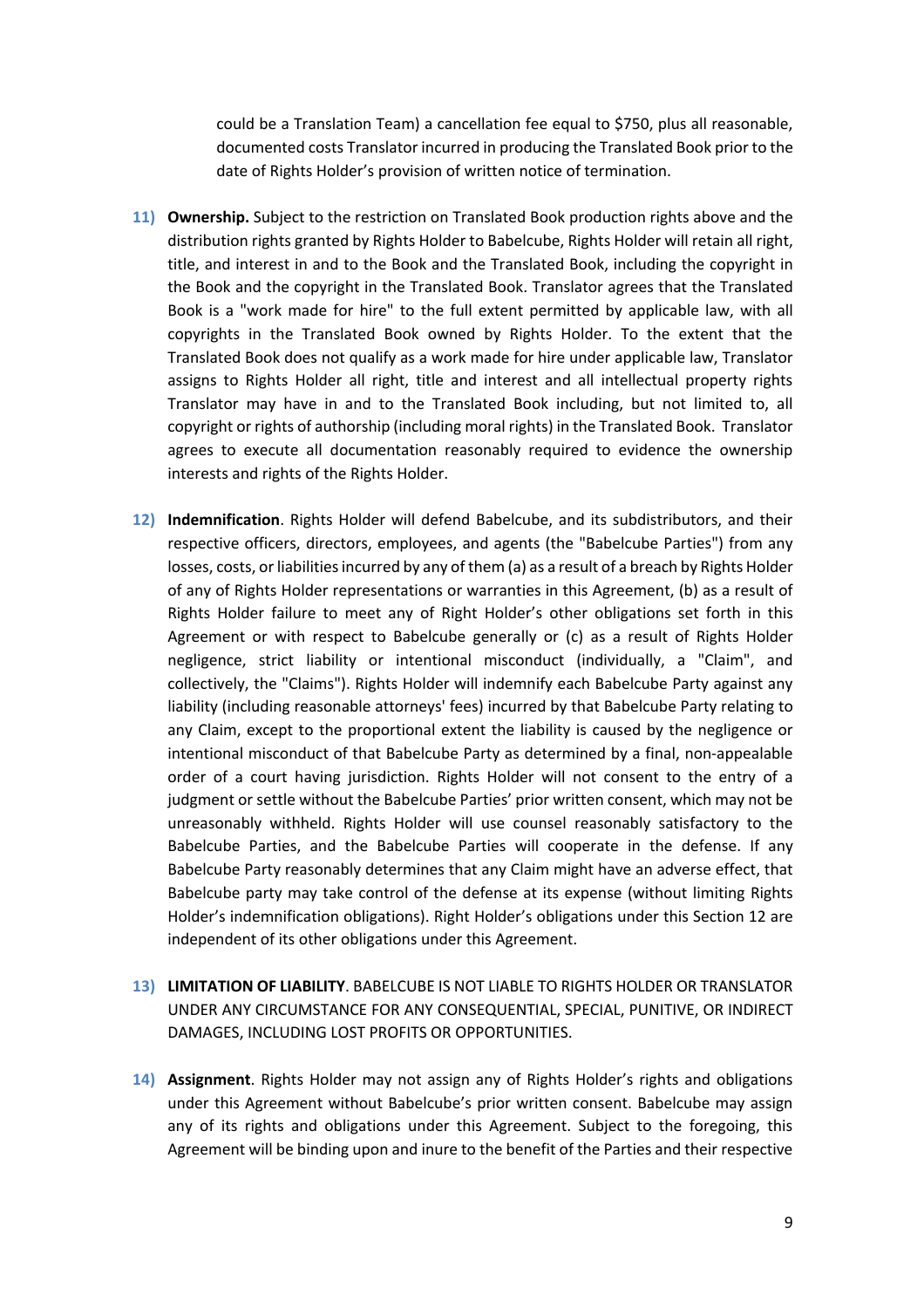could be a Translation Team) a cancellation fee equal to $750, plus all reasonable, documented costs Translator incurred in producing the Translated Book prior to the date of Rights Holder's provision of written notice of termination.

11) **Ownership.** Subject to the restriction on Translated Book production rights above and the distribution rights granted by Rights Holder to Babelcube, Rights Holder will retain all right, title, and interest in and to the Book and the Translated Book, including the copyright in the Book and the copyright in the Translated Book. Translator agrees that the Translated Book is a "work made for hire" to the full extent permitted by applicable law, with all copyrights in the Translated Book owned by Rights Holder. To the extent that the Translated Book does not qualify as a work made for hire under applicable law, Translator assigns to Rights Holder all right, title and interest and all intellectual property rights Translator may have in and to the Translated Book including, but not limited to, all copyright or rights of authorship (including moral rights) in the Translated Book. Translator agrees to execute all documentation reasonably required to evidence the ownership interests and rights of the Rights Holder.

12) **Indemnification**. Rights Holder will defend Babelcube, and its subdistributors, and their respective officers, directors, employees, and agents (the "Babelcube Parties") from any losses, costs, or liabilities incurred by any of them (a) as a result of a breach by Rights Holder of any of Rights Holder representations or warranties in this Agreement, (b) as a result of Rights Holder failure to meet any of Right Holder's other obligations set forth in this Agreement or with respect to Babelcube generally or (c) as a result of Rights Holder negligence, strict liability or intentional misconduct (individually, a "Claim", and collectively, the "Claims"). Rights Holder will indemnify each Babelcube Party against any liability (including reasonable attorneys' fees) incurred by that Babelcube Party relating to any Claim, except to the proportional extent the liability is caused by the negligence or intentional misconduct of that Babelcube Party as determined by a final, non-appealable order of a court having jurisdiction. Rights Holder will not consent to the entry of a judgment or settle without the Babelcube Parties' prior written consent, which may not be unreasonably withheld. Rights Holder will use counsel reasonably satisfactory to the Babelcube Parties, and the Babelcube Parties will cooperate in the defense. If any Babelcube Party reasonably determines that any Claim might have an adverse effect, that Babelcube party may take control of the defense at its expense (without limiting Rights Holder's indemnification obligations). Right Holder's obligations under this Section 12 are independent of its other obligations under this Agreement.

13) **LIMITATION OF LIABILITY**. BABELCUBE IS NOT LIABLE TO RIGHTS HOLDER OR TRANSLATOR UNDER ANY CIRCUMSTANCE FOR ANY CONSEQUENTIAL, SPECIAL, PUNITIVE, OR INDIRECT DAMAGES, INCLUDING LOST PROFITS OR OPPORTUNITIES.

14) **Assignment**. Rights Holder may not assign any of Rights Holder's rights and obligations under this Agreement without Babelcube's prior written consent. Babelcube may assign any of its rights and obligations under this Agreement. Subject to the foregoing, this Agreement will be binding upon and inure to the benefit of the Parties and their respective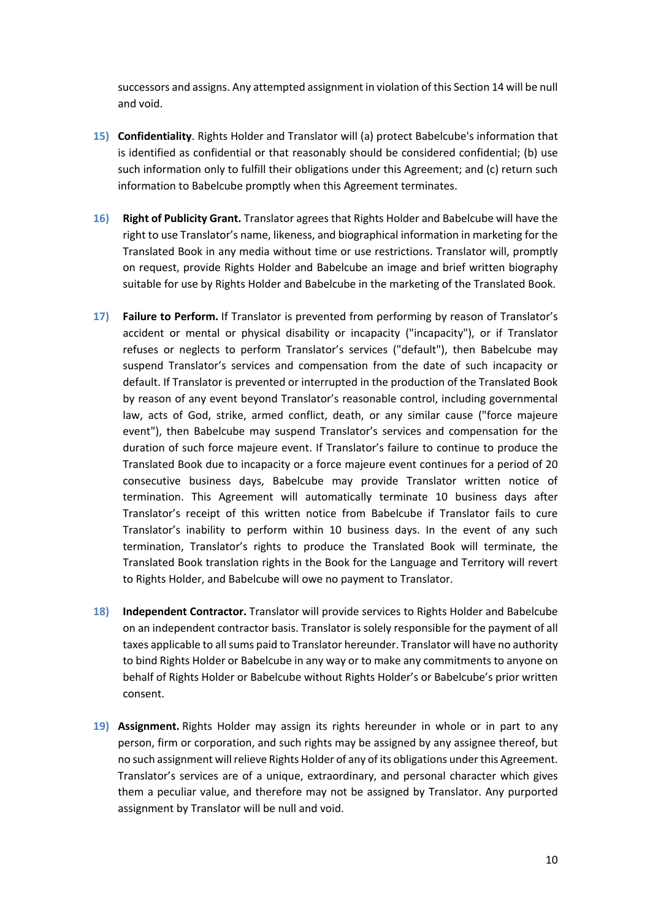successors and assigns. Any attempted assignment in violation of this Section 14 will be null and void.

15) **Confidentiality**. Rights Holder and Translator will (a) protect Babelcube's information that is identified as confidential or that reasonably should be considered confidential; (b) use such information only to fulfill their obligations under this Agreement; and (c) return such information to Babelcube promptly when this Agreement terminates.

16) **Right of Publicity Grant.** Translator agrees that Rights Holder and Babelcube will have the right to use Translator's name, likeness, and biographical information in marketing for the Translated Book in any media without time or use restrictions. Translator will, promptly on request, provide Rights Holder and Babelcube an image and brief written biography suitable for use by Rights Holder and Babelcube in the marketing of the Translated Book.

17) **Failure to Perform.** If Translator is prevented from performing by reason of Translator's accident or mental or physical disability or incapacity ("incapacity"), or if Translator refuses or neglects to perform Translator's services ("default"), then Babelcube may suspend Translator's services and compensation from the date of such incapacity or default. If Translator is prevented or interrupted in the production of the Translated Book by reason of any event beyond Translator's reasonable control, including governmental law, acts of God, strike, armed conflict, death, or any similar cause ("force majeure event"), then Babelcube may suspend Translator's services and compensation for the duration of such force majeure event. If Translator's failure to continue to produce the Translated Book due to incapacity or a force majeure event continues for a period of 20 consecutive business days, Babelcube may provide Translator written notice of termination. This Agreement will automatically terminate 10 business days after Translator's receipt of this written notice from Babelcube if Translator fails to cure Translator's inability to perform within 10 business days. In the event of any such termination, Translator's rights to produce the Translated Book will terminate, the Translated Book translation rights in the Book for the Language and Territory will revert to Rights Holder, and Babelcube will owe no payment to Translator.

18) **Independent Contractor.** Translator will provide services to Rights Holder and Babelcube on an independent contractor basis. Translator is solely responsible for the payment of all taxes applicable to all sums paid to Translator hereunder. Translator will have no authority to bind Rights Holder or Babelcube in any way or to make any commitments to anyone on behalf of Rights Holder or Babelcube without Rights Holder's or Babelcube's prior written consent.

19) **Assignment.** Rights Holder may assign its rights hereunder in whole or in part to any person, firm or corporation, and such rights may be assigned by any assignee thereof, but no such assignment will relieve Rights Holder of any of its obligations under this Agreement. Translator's services are of a unique, extraordinary, and personal character which gives them a peculiar value, and therefore may not be assigned by Translator. Any purported assignment by Translator will be null and void.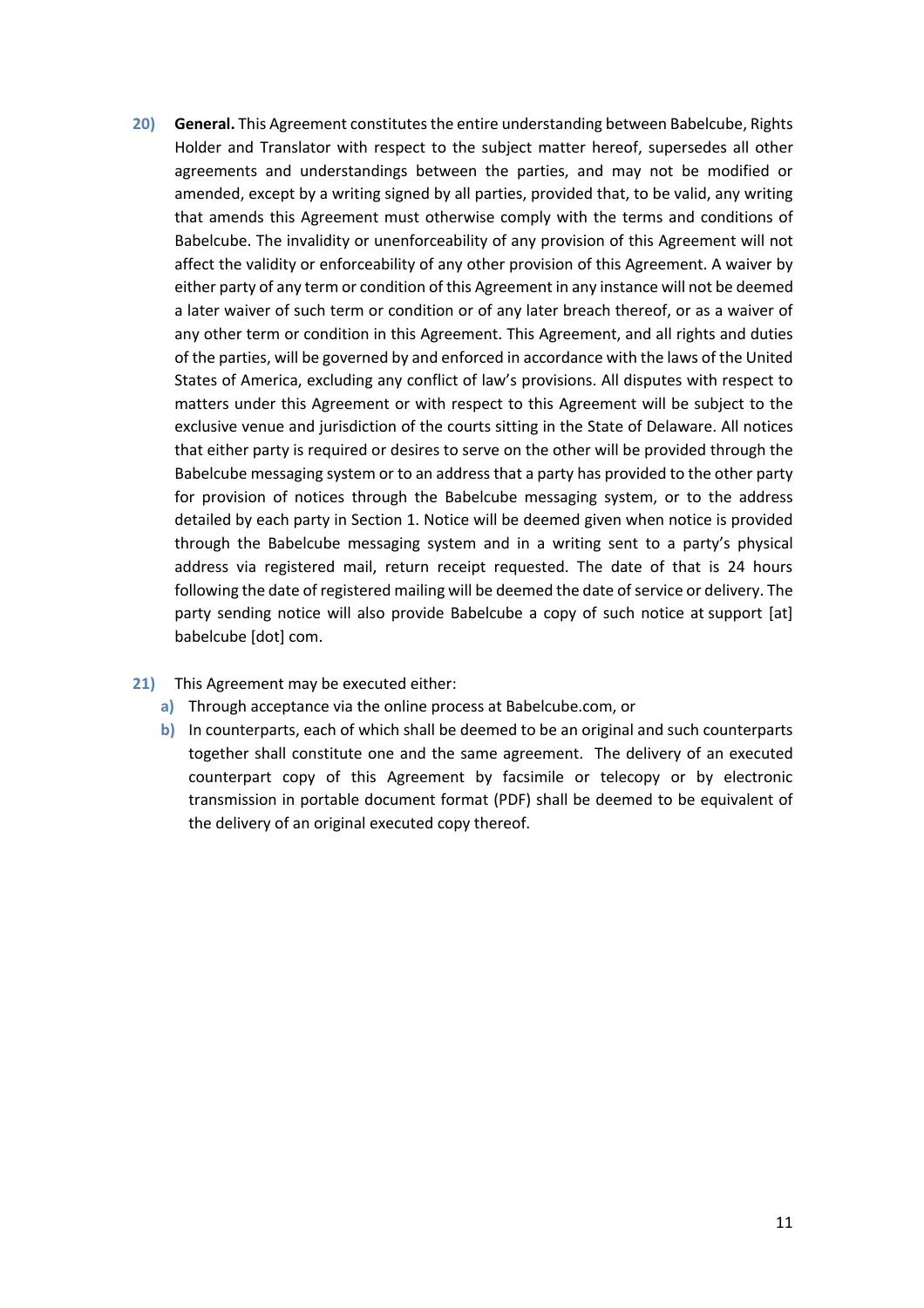20) **General.** This Agreement constitutes the entire understanding between Babelcube, Rights Holder and Translator with respect to the subject matter hereof, supersedes all other agreements and understandings between the parties, and may not be modified or amended, except by a writing signed by all parties, provided that, to be valid, any writing that amends this Agreement must otherwise comply with the terms and conditions of Babelcube. The invalidity or unenforceability of any provision of this Agreement will not affect the validity or enforceability of any other provision of this Agreement. A waiver by either party of any term or condition of this Agreement in any instance will not be deemed a later waiver of such term or condition or of any later breach thereof, or as a waiver of any other term or condition in this Agreement. This Agreement, and all rights and duties of the parties, will be governed by and enforced in accordance with the laws of the United States of America, excluding any conflict of law's provisions. All disputes with respect to matters under this Agreement or with respect to this Agreement will be subject to the exclusive venue and jurisdiction of the courts sitting in the State of Delaware. All notices that either party is required or desires to serve on the other will be provided through the Babelcube messaging system or to an address that a party has provided to the other party for provision of notices through the Babelcube messaging system, or to the address detailed by each party in Section 1. Notice will be deemed given when notice is provided through the Babelcube messaging system and in a writing sent to a party's physical address via registered mail, return receipt requested. The date of that is 24 hours following the date of registered mailing will be deemed the date of service or delivery. The party sending notice will also provide Babelcube a copy of such notice at support [at] babelcube [dot] com.

21) This Agreement may be executed either:
   a) Through acceptance via the online process at Babelcube.com, or
   b) In counterparts, each of which shall be deemed to be an original and such counterparts together shall constitute one and the same agreement. The delivery of an executed counterpart copy of this Agreement by facsimile or telecopy or by electronic transmission in portable document format (PDF) shall be deemed to be equivalent of the delivery of an original executed copy thereof.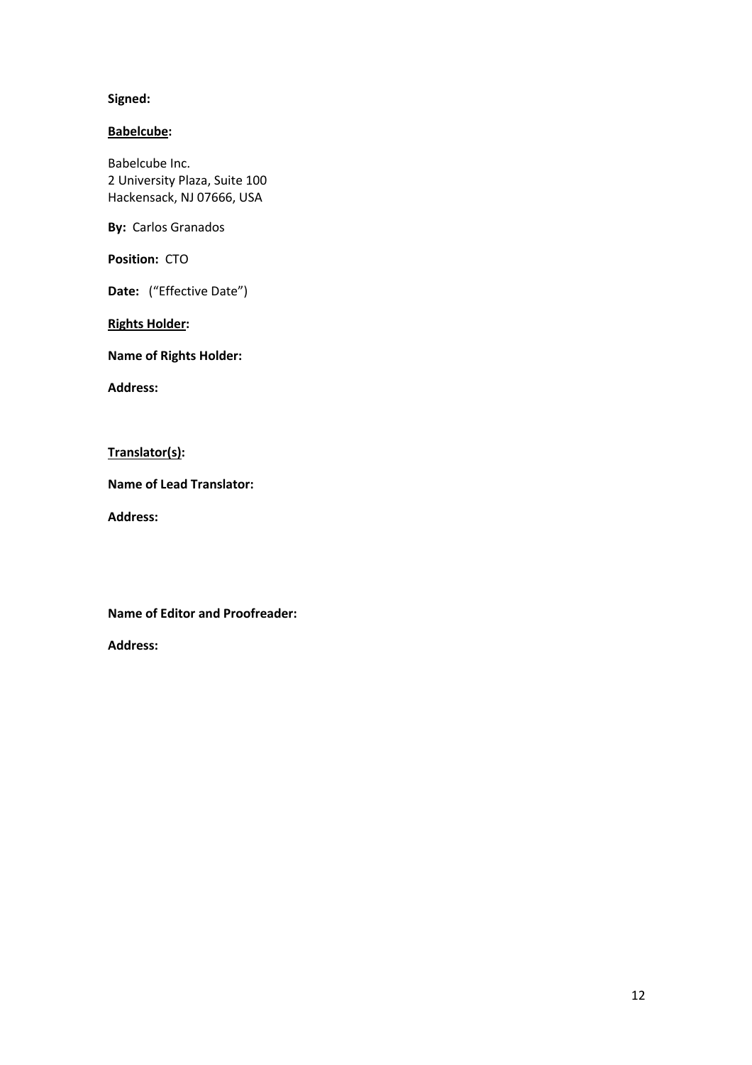**Signed:**

**Babelcube:**

Babelcube Inc.
2 University Plaza, Suite 100
Hackensack, NJ 07666, USA

**By:** Carlos Granados

**Position:** CTO

**Date:** (“Effective Date”)

**Rights Holder:**

**Name of Rights Holder:**

**Address:**

**Translator(s):**

**Name of Lead Translator:**

**Address:**

**Name of Editor and Proofreader:**

**Address:**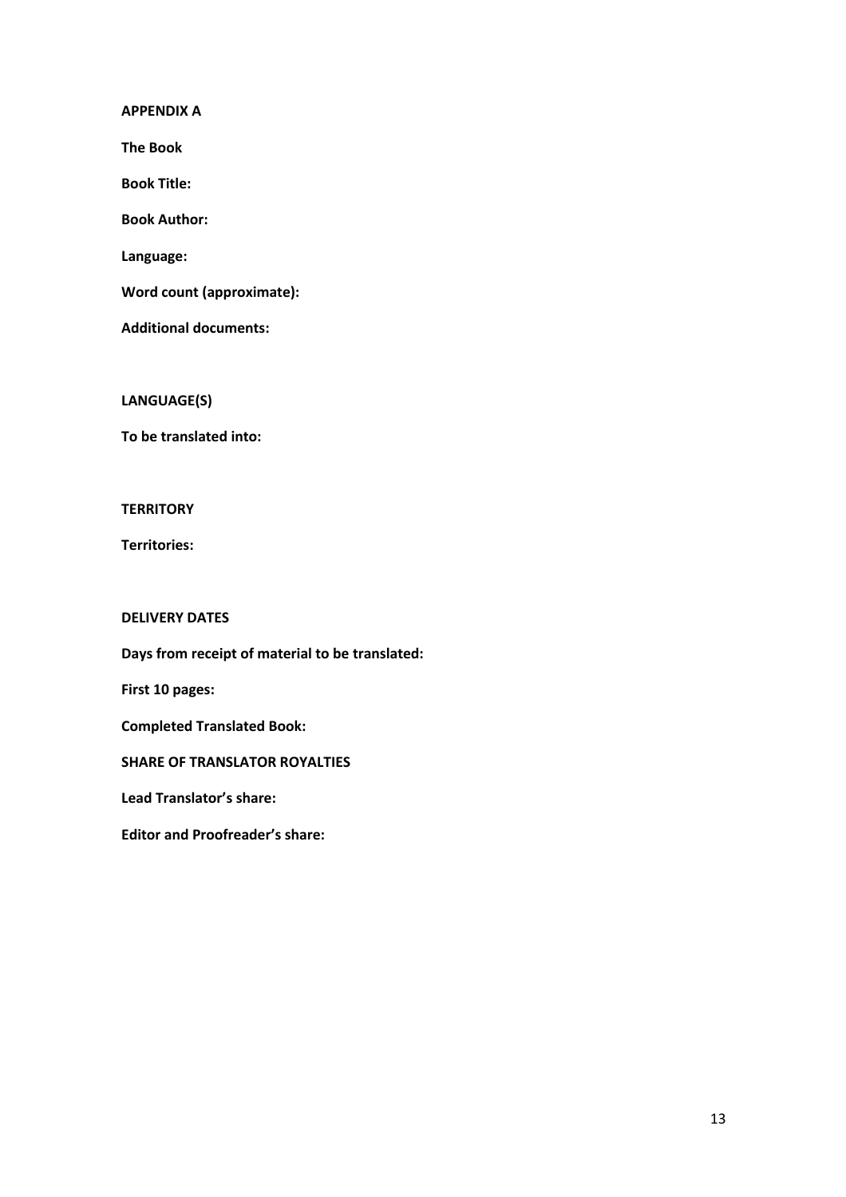**APPENDIX A**

**The Book**

**Book Title:**

**Book Author:**

**Language:**

**Word count (approximate):**

**Additional documents:**

**LANGUAGE(S)**

**To be translated into:**

**TERRITORY**

**Territories:**

**DELIVERY DATES**

**Days from receipt of material to be translated:**

**First 10 pages:**

**Completed Translated Book:**

**SHARE OF TRANSLATOR ROYALTIES**

**Lead Translator's share:**

**Editor and Proofreader's share:**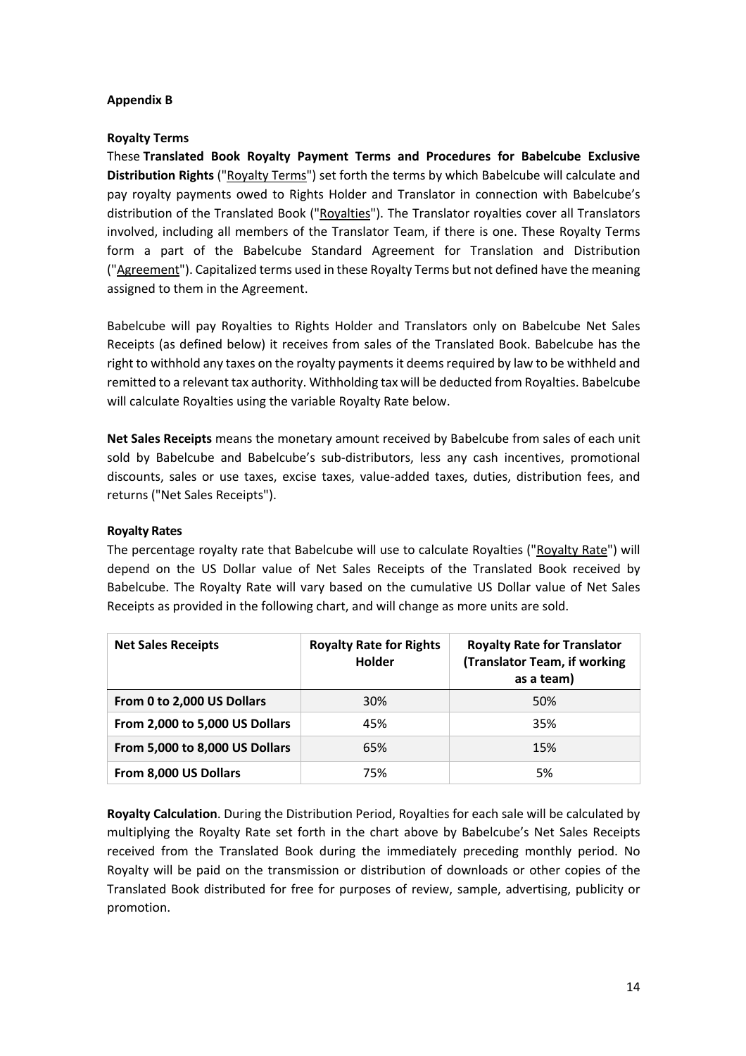## Appendix B

### Royalty Terms

These **Translated Book Royalty Payment Terms and Procedures for Babelcube Exclusive Distribution Rights** ("Royalty Terms") set forth the terms by which Babelcube will calculate and pay royalty payments owed to Rights Holder and Translator in connection with Babelcube's distribution of the Translated Book ("Royalties"). The Translator royalties cover all Translators involved, including all members of the Translator Team, if there is one. These Royalty Terms form a part of the Babelcube Standard Agreement for Translation and Distribution ("Agreement"). Capitalized terms used in these Royalty Terms but not defined have the meaning assigned to them in the Agreement.

Babelcube will pay Royalties to Rights Holder and Translators only on Babelcube Net Sales Receipts (as defined below) it receives from sales of the Translated Book. Babelcube has the right to withhold any taxes on the royalty payments it deems required by law to be withheld and remitted to a relevant tax authority. Withholding tax will be deducted from Royalties. Babelcube will calculate Royalties using the variable Royalty Rate below.

**Net Sales Receipts** means the monetary amount received by Babelcube from sales of each unit sold by Babelcube and Babelcube's sub-distributors, less any cash incentives, promotional discounts, sales or use taxes, excise taxes, value-added taxes, duties, distribution fees, and returns ("Net Sales Receipts").

### Royalty Rates

The percentage royalty rate that Babelcube will use to calculate Royalties ("Royalty Rate") will depend on the US Dollar value of Net Sales Receipts of the Translated Book received by Babelcube. The Royalty Rate will vary based on the cumulative US Dollar value of Net Sales Receipts as provided in the following chart, and will change as more units are sold.

| Net Sales Receipts | Royalty Rate for Rights Holder | Royalty Rate for Translator (Translator Team, if working as a team) |
|---|---|---|
| **From 0 to 2,000 US Dollars** | 30% | 50% |
| **From 2,000 to 5,000 US Dollars** | 45% | 35% |
| **From 5,000 to 8,000 US Dollars** | 65% | 15% |
| **From 8,000 US Dollars** | 75% | 5% |

**Royalty Calculation**. During the Distribution Period, Royalties for each sale will be calculated by multiplying the Royalty Rate set forth in the chart above by Babelcube's Net Sales Receipts received from the Translated Book during the immediately preceding monthly period. No Royalty will be paid on the transmission or distribution of downloads or other copies of the Translated Book distributed for free for purposes of review, sample, advertising, publicity or promotion.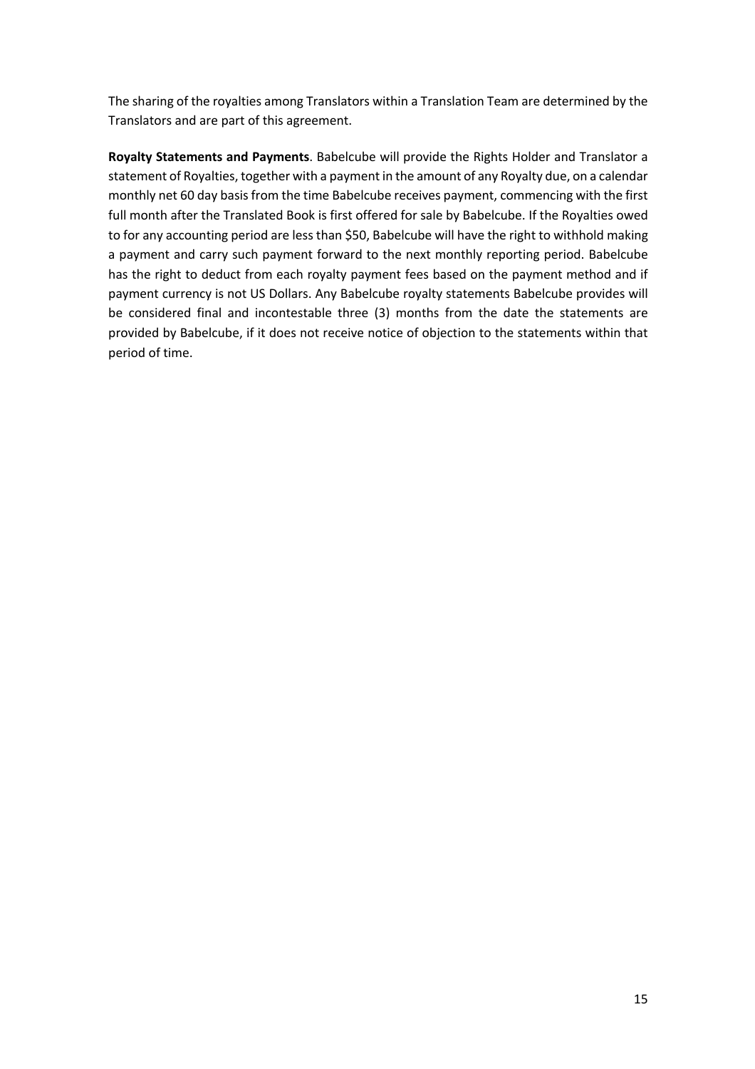The sharing of the royalties among Translators within a Translation Team are determined by the Translators and are part of this agreement.

**Royalty Statements and Payments**. Babelcube will provide the Rights Holder and Translator a statement of Royalties, together with a payment in the amount of any Royalty due, on a calendar monthly net 60 day basis from the time Babelcube receives payment, commencing with the first full month after the Translated Book is first offered for sale by Babelcube. If the Royalties owed to for any accounting period are less than $50, Babelcube will have the right to withhold making a payment and carry such payment forward to the next monthly reporting period. Babelcube has the right to deduct from each royalty payment fees based on the payment method and if payment currency is not US Dollars. Any Babelcube royalty statements Babelcube provides will be considered final and incontestable three (3) months from the date the statements are provided by Babelcube, if it does not receive notice of objection to the statements within that period of time.